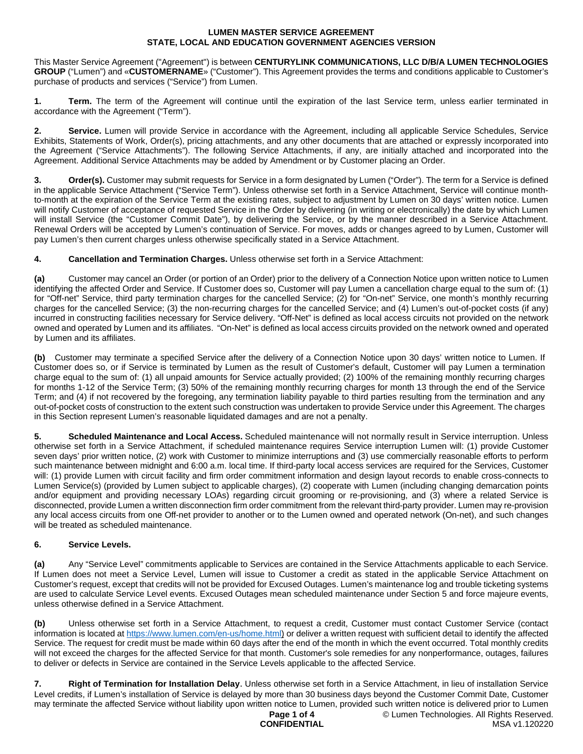# LUMEN MASTER SERVICE AGREEMENT
## STATE, LOCAL AND EDUCATION GOVERNMENT AGENCIES VERSION

This Master Service Agreement ("Agreement") is between **CENTURYLINK COMMUNICATIONS, LLC D/B/A LUMEN TECHNOLOGIES GROUP** ("Lumen") and «**CUSTOMERNAME**» ("Customer"). This Agreement provides the terms and conditions applicable to Customer's purchase of products and services ("Service") from Lumen.

**1. Term.** The term of the Agreement will continue until the expiration of the last Service term, unless earlier terminated in accordance with the Agreement ("Term").

**2. Service.** Lumen will provide Service in accordance with the Agreement, including all applicable Service Schedules, Service Exhibits, Statements of Work, Order(s), pricing attachments, and any other documents that are attached or expressly incorporated into the Agreement ("Service Attachments"). The following Service Attachments, if any, are initially attached and incorporated into the Agreement. Additional Service Attachments may be added by Amendment or by Customer placing an Order.

**3. Order(s).** Customer may submit requests for Service in a form designated by Lumen ("Order"). The term for a Service is defined in the applicable Service Attachment ("Service Term"). Unless otherwise set forth in a Service Attachment, Service will continue month-to-month at the expiration of the Service Term at the existing rates, subject to adjustment by Lumen on 30 days' written notice. Lumen will notify Customer of acceptance of requested Service in the Order by delivering (in writing or electronically) the date by which Lumen will install Service (the "Customer Commit Date"), by delivering the Service, or by the manner described in a Service Attachment. Renewal Orders will be accepted by Lumen's continuation of Service. For moves, adds or changes agreed to by Lumen, Customer will pay Lumen's then current charges unless otherwise specifically stated in a Service Attachment.

**4. Cancellation and Termination Charges.** Unless otherwise set forth in a Service Attachment:

**(a)** Customer may cancel an Order (or portion of an Order) prior to the delivery of a Connection Notice upon written notice to Lumen identifying the affected Order and Service. If Customer does so, Customer will pay Lumen a cancellation charge equal to the sum of: (1) for "Off-net" Service, third party termination charges for the cancelled Service; (2) for "On-net" Service, one month's monthly recurring charges for the cancelled Service; (3) the non-recurring charges for the cancelled Service; and (4) Lumen's out-of-pocket costs (if any) incurred in constructing facilities necessary for Service delivery. "Off-Net" is defined as local access circuits not provided on the network owned and operated by Lumen and its affiliates. "On-Net" is defined as local access circuits provided on the network owned and operated by Lumen and its affiliates.

**(b)** Customer may terminate a specified Service after the delivery of a Connection Notice upon 30 days' written notice to Lumen. If Customer does so, or if Service is terminated by Lumen as the result of Customer's default, Customer will pay Lumen a termination charge equal to the sum of: (1) all unpaid amounts for Service actually provided; (2) 100% of the remaining monthly recurring charges for months 1-12 of the Service Term; (3) 50% of the remaining monthly recurring charges for month 13 through the end of the Service Term; and (4) if not recovered by the foregoing, any termination liability payable to third parties resulting from the termination and any out-of-pocket costs of construction to the extent such construction was undertaken to provide Service under this Agreement. The charges in this Section represent Lumen's reasonable liquidated damages and are not a penalty.

**5. Scheduled Maintenance and Local Access.** Scheduled maintenance will not normally result in Service interruption. Unless otherwise set forth in a Service Attachment, if scheduled maintenance requires Service interruption Lumen will: (1) provide Customer seven days' prior written notice, (2) work with Customer to minimize interruptions and (3) use commercially reasonable efforts to perform such maintenance between midnight and 6:00 a.m. local time. If third-party local access services are required for the Services, Customer will: (1) provide Lumen with circuit facility and firm order commitment information and design layout records to enable cross-connects to Lumen Service(s) (provided by Lumen subject to applicable charges), (2) cooperate with Lumen (including changing demarcation points and/or equipment and providing necessary LOAs) regarding circuit grooming or re-provisioning, and (3) where a related Service is disconnected, provide Lumen a written disconnection firm order commitment from the relevant third-party provider. Lumen may re-provision any local access circuits from one Off-net provider to another or to the Lumen owned and operated network (On-net), and such changes will be treated as scheduled maintenance.

**6. Service Levels.**

**(a)** Any "Service Level" commitments applicable to Services are contained in the Service Attachments applicable to each Service. If Lumen does not meet a Service Level, Lumen will issue to Customer a credit as stated in the applicable Service Attachment on Customer's request, except that credits will not be provided for Excused Outages. Lumen's maintenance log and trouble ticketing systems are used to calculate Service Level events. Excused Outages mean scheduled maintenance under Section 5 and force majeure events, unless otherwise defined in a Service Attachment.

**(b)** Unless otherwise set forth in a Service Attachment, to request a credit, Customer must contact Customer Service (contact information is located at https://www.lumen.com/en-us/home.html) or deliver a written request with sufficient detail to identify the affected Service. The request for credit must be made within 60 days after the end of the month in which the event occurred. Total monthly credits will not exceed the charges for the affected Service for that month. Customer's sole remedies for any nonperformance, outages, failures to deliver or defects in Service are contained in the Service Levels applicable to the affected Service.

**7. Right of Termination for Installation Delay.** Unless otherwise set forth in a Service Attachment, in lieu of installation Service Level credits, if Lumen's installation of Service is delayed by more than 30 business days beyond the Customer Commit Date, Customer may terminate the affected Service without liability upon written notice to Lumen, provided such written notice is delivered prior to Lumen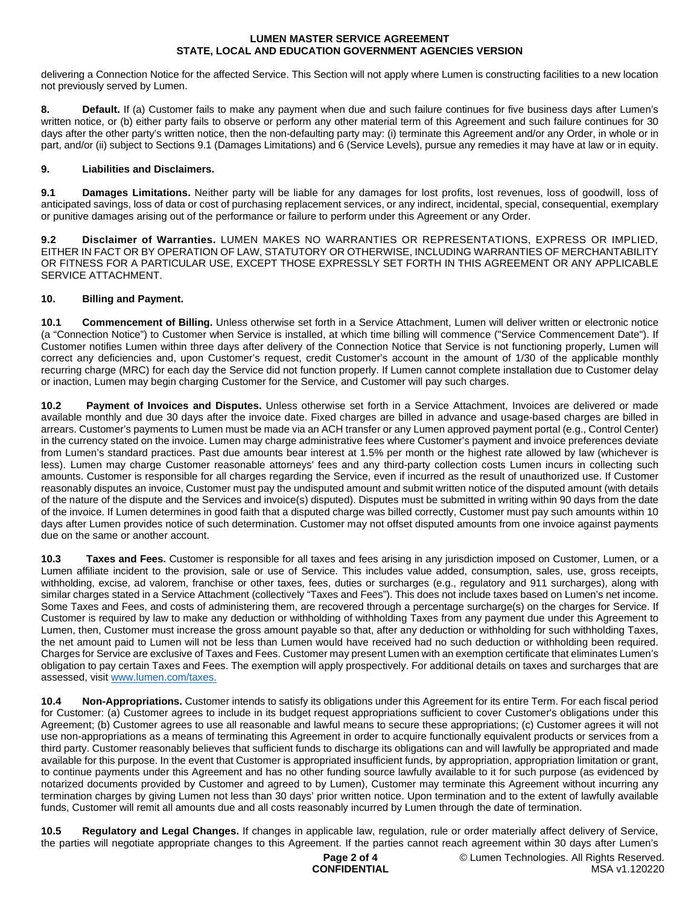delivering a Connection Notice for the affected Service. This Section will not apply where Lumen is constructing facilities to a new location not previously served by Lumen.

**8. Default.** If (a) Customer fails to make any payment when due and such failure continues for five business days after Lumen's written notice, or (b) either party fails to observe or perform any other material term of this Agreement and such failure continues for 30 days after the other party's written notice, then the non-defaulting party may: (i) terminate this Agreement and/or any Order, in whole or in part, and/or (ii) subject to Sections 9.1 (Damages Limitations) and 6 (Service Levels), pursue any remedies it may have at law or in equity.

**9. Liabilities and Disclaimers.**

**9.1 Damages Limitations.** Neither party will be liable for any damages for lost profits, lost revenues, loss of goodwill, loss of anticipated savings, loss of data or cost of purchasing replacement services, or any indirect, incidental, special, consequential, exemplary or punitive damages arising out of the performance or failure to perform under this Agreement or any Order.

**9.2 Disclaimer of Warranties.** LUMEN MAKES NO WARRANTIES OR REPRESENTATIONS, EXPRESS OR IMPLIED, EITHER IN FACT OR BY OPERATION OF LAW, STATUTORY OR OTHERWISE, INCLUDING WARRANTIES OF MERCHANTABILITY OR FITNESS FOR A PARTICULAR USE, EXCEPT THOSE EXPRESSLY SET FORTH IN THIS AGREEMENT OR ANY APPLICABLE SERVICE ATTACHMENT.

**10. Billing and Payment.**

**10.1 Commencement of Billing.** Unless otherwise set forth in a Service Attachment, Lumen will deliver written or electronic notice (a "Connection Notice") to Customer when Service is installed, at which time billing will commence ("Service Commencement Date"). If Customer notifies Lumen within three days after delivery of the Connection Notice that Service is not functioning properly, Lumen will correct any deficiencies and, upon Customer's request, credit Customer's account in the amount of 1/30 of the applicable monthly recurring charge (MRC) for each day the Service did not function properly. If Lumen cannot complete installation due to Customer delay or inaction, Lumen may begin charging Customer for the Service, and Customer will pay such charges.

**10.2 Payment of Invoices and Disputes.** Unless otherwise set forth in a Service Attachment, Invoices are delivered or made available monthly and due 30 days after the invoice date. Fixed charges are billed in advance and usage-based charges are billed in arrears. Customer's payments to Lumen must be made via an ACH transfer or any Lumen approved payment portal (e.g., Control Center) in the currency stated on the invoice. Lumen may charge administrative fees where Customer's payment and invoice preferences deviate from Lumen's standard practices. Past due amounts bear interest at 1.5% per month or the highest rate allowed by law (whichever is less). Lumen may charge Customer reasonable attorneys' fees and any third-party collection costs Lumen incurs in collecting such amounts. Customer is responsible for all charges regarding the Service, even if incurred as the result of unauthorized use. If Customer reasonably disputes an invoice, Customer must pay the undisputed amount and submit written notice of the disputed amount (with details of the nature of the dispute and the Services and invoice(s) disputed). Disputes must be submitted in writing within 90 days from the date of the invoice. If Lumen determines in good faith that a disputed charge was billed correctly, Customer must pay such amounts within 10 days after Lumen provides notice of such determination. Customer may not offset disputed amounts from one invoice against payments due on the same or another account.

**10.3 Taxes and Fees.** Customer is responsible for all taxes and fees arising in any jurisdiction imposed on Customer, Lumen, or a Lumen affiliate incident to the provision, sale or use of Service. This includes value added, consumption, sales, use, gross receipts, withholding, excise, ad valorem, franchise or other taxes, fees, duties or surcharges (e.g., regulatory and 911 surcharges), along with similar charges stated in a Service Attachment (collectively "Taxes and Fees"). This does not include taxes based on Lumen's net income. Some Taxes and Fees, and costs of administering them, are recovered through a percentage surcharge(s) on the charges for Service. If Customer is required by law to make any deduction or withholding of withholding Taxes from any payment due under this Agreement to Lumen, then, Customer must increase the gross amount payable so that, after any deduction or withholding for such withholding Taxes, the net amount paid to Lumen will not be less than Lumen would have received had no such deduction or withholding been required. Charges for Service are exclusive of Taxes and Fees. Customer may present Lumen with an exemption certificate that eliminates Lumen's obligation to pay certain Taxes and Fees. The exemption will apply prospectively. For additional details on taxes and surcharges that are assessed, visit www.lumen.com/taxes.

**10.4 Non-Appropriations.** Customer intends to satisfy its obligations under this Agreement for its entire Term. For each fiscal period for Customer: (a) Customer agrees to include in its budget request appropriations sufficient to cover Customer's obligations under this Agreement; (b) Customer agrees to use all reasonable and lawful means to secure these appropriations; (c) Customer agrees it will not use non-appropriations as a means of terminating this Agreement in order to acquire functionally equivalent products or services from a third party. Customer reasonably believes that sufficient funds to discharge its obligations can and will lawfully be appropriated and made available for this purpose. In the event that Customer is appropriated insufficient funds, by appropriation, appropriation limitation or grant, to continue payments under this Agreement and has no other funding source lawfully available to it for such purpose (as evidenced by notarized documents provided by Customer and agreed to by Lumen), Customer may terminate this Agreement without incurring any termination charges by giving Lumen not less than 30 days' prior written notice. Upon termination and to the extent of lawfully available funds, Customer will remit all amounts due and all costs reasonably incurred by Lumen through the date of termination.

**10.5 Regulatory and Legal Changes.** If changes in applicable law, regulation, rule or order materially affect delivery of Service, the parties will negotiate appropriate changes to this Agreement. If the parties cannot reach agreement within 30 days after Lumen's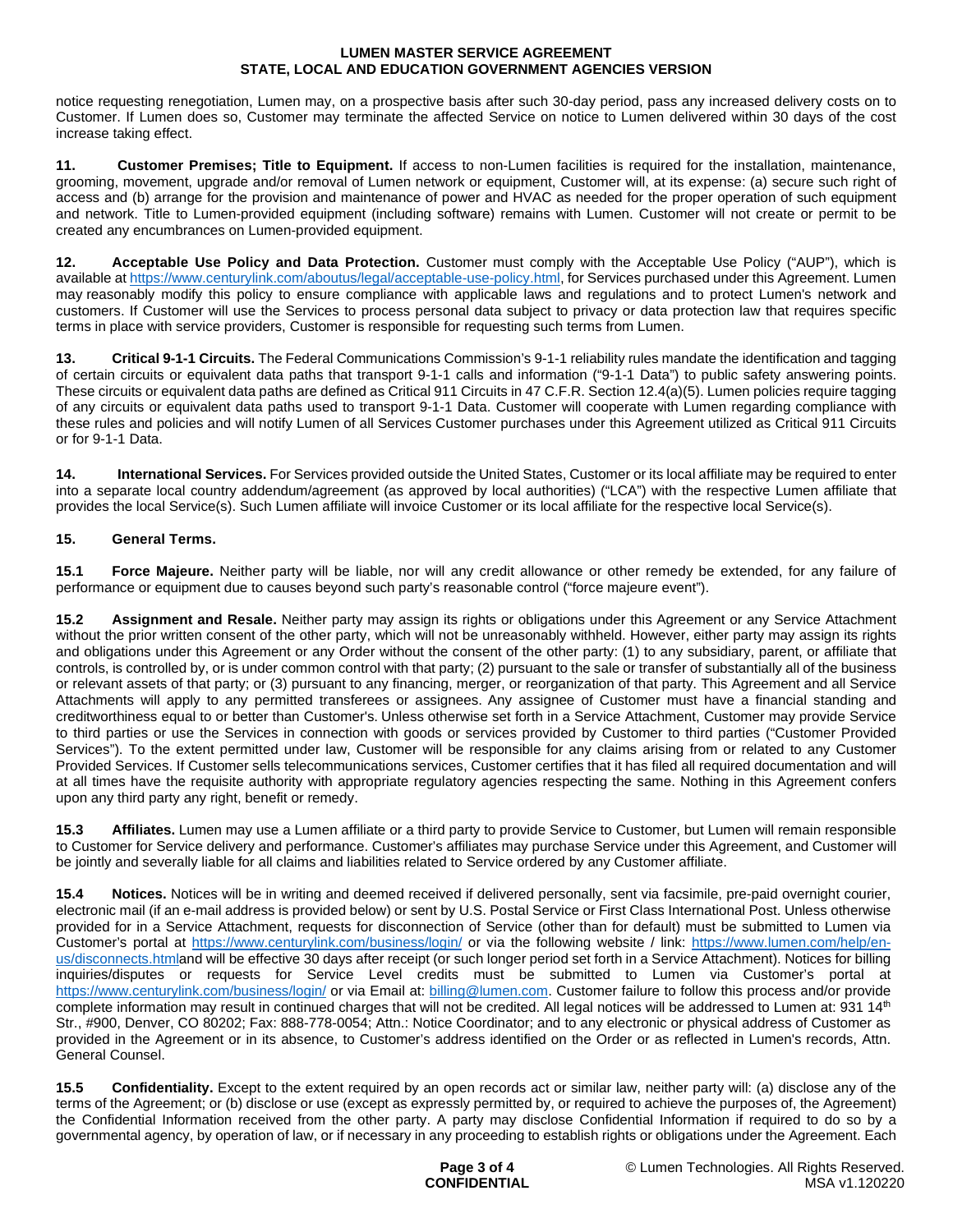notice requesting renegotiation, Lumen may, on a prospective basis after such 30-day period, pass any increased delivery costs on to Customer. If Lumen does so, Customer may terminate the affected Service on notice to Lumen delivered within 30 days of the cost increase taking effect.

**11. Customer Premises; Title to Equipment.** If access to non-Lumen facilities is required for the installation, maintenance, grooming, movement, upgrade and/or removal of Lumen network or equipment, Customer will, at its expense: (a) secure such right of access and (b) arrange for the provision and maintenance of power and HVAC as needed for the proper operation of such equipment and network. Title to Lumen-provided equipment (including software) remains with Lumen. Customer will not create or permit to be created any encumbrances on Lumen-provided equipment.

**12. Acceptable Use Policy and Data Protection.** Customer must comply with the Acceptable Use Policy ("AUP"), which is available at https://www.centurylink.com/aboutus/legal/acceptable-use-policy.html, for Services purchased under this Agreement. Lumen may reasonably modify this policy to ensure compliance with applicable laws and regulations and to protect Lumen's network and customers. If Customer will use the Services to process personal data subject to privacy or data protection law that requires specific terms in place with service providers, Customer is responsible for requesting such terms from Lumen.

**13. Critical 9-1-1 Circuits.** The Federal Communications Commission's 9-1-1 reliability rules mandate the identification and tagging of certain circuits or equivalent data paths that transport 9-1-1 calls and information ("9-1-1 Data") to public safety answering points. These circuits or equivalent data paths are defined as Critical 911 Circuits in 47 C.F.R. Section 12.4(a)(5). Lumen policies require tagging of any circuits or equivalent data paths used to transport 9-1-1 Data. Customer will cooperate with Lumen regarding compliance with these rules and policies and will notify Lumen of all Services Customer purchases under this Agreement utilized as Critical 911 Circuits or for 9-1-1 Data.

**14. International Services.** For Services provided outside the United States, Customer or its local affiliate may be required to enter into a separate local country addendum/agreement (as approved by local authorities) ("LCA") with the respective Lumen affiliate that provides the local Service(s). Such Lumen affiliate will invoice Customer or its local affiliate for the respective local Service(s).

**15. General Terms.**

**15.1 Force Majeure.** Neither party will be liable, nor will any credit allowance or other remedy be extended, for any failure of performance or equipment due to causes beyond such party's reasonable control ("force majeure event").

**15.2 Assignment and Resale.** Neither party may assign its rights or obligations under this Agreement or any Service Attachment without the prior written consent of the other party, which will not be unreasonably withheld. However, either party may assign its rights and obligations under this Agreement or any Order without the consent of the other party: (1) to any subsidiary, parent, or affiliate that controls, is controlled by, or is under common control with that party; (2) pursuant to the sale or transfer of substantially all of the business or relevant assets of that party; or (3) pursuant to any financing, merger, or reorganization of that party. This Agreement and all Service Attachments will apply to any permitted transferees or assignees. Any assignee of Customer must have a financial standing and creditworthiness equal to or better than Customer's. Unless otherwise set forth in a Service Attachment, Customer may provide Service to third parties or use the Services in connection with goods or services provided by Customer to third parties ("Customer Provided Services"). To the extent permitted under law, Customer will be responsible for any claims arising from or related to any Customer Provided Services. If Customer sells telecommunications services, Customer certifies that it has filed all required documentation and will at all times have the requisite authority with appropriate regulatory agencies respecting the same. Nothing in this Agreement confers upon any third party any right, benefit or remedy.

**15.3 Affiliates.** Lumen may use a Lumen affiliate or a third party to provide Service to Customer, but Lumen will remain responsible to Customer for Service delivery and performance. Customer's affiliates may purchase Service under this Agreement, and Customer will be jointly and severally liable for all claims and liabilities related to Service ordered by any Customer affiliate.

**15.4 Notices.** Notices will be in writing and deemed received if delivered personally, sent via facsimile, pre-paid overnight courier, electronic mail (if an e-mail address is provided below) or sent by U.S. Postal Service or First Class International Post. Unless otherwise provided for in a Service Attachment, requests for disconnection of Service (other than for default) must be submitted to Lumen via Customer's portal at https://www.centurylink.com/business/login/ or via the following website / link: https://www.lumen.com/help/en-us/disconnects.htmland will be effective 30 days after receipt (or such longer period set forth in a Service Attachment). Notices for billing inquiries/disputes or requests for Service Level credits must be submitted to Lumen via Customer's portal at https://www.centurylink.com/business/login/ or via Email at: billing@lumen.com. Customer failure to follow this process and/or provide complete information may result in continued charges that will not be credited. All legal notices will be addressed to Lumen at: 931 14th Str., #900, Denver, CO 80202; Fax: 888-778-0054; Attn.: Notice Coordinator; and to any electronic or physical address of Customer as provided in the Agreement or in its absence, to Customer's address identified on the Order or as reflected in Lumen's records, Attn. General Counsel.

**15.5 Confidentiality.** Except to the extent required by an open records act or similar law, neither party will: (a) disclose any of the terms of the Agreement; or (b) disclose or use (except as expressly permitted by, or required to achieve the purposes of, the Agreement) the Confidential Information received from the other party. A party may disclose Confidential Information if required to do so by a governmental agency, by operation of law, or if necessary in any proceeding to establish rights or obligations under the Agreement. Each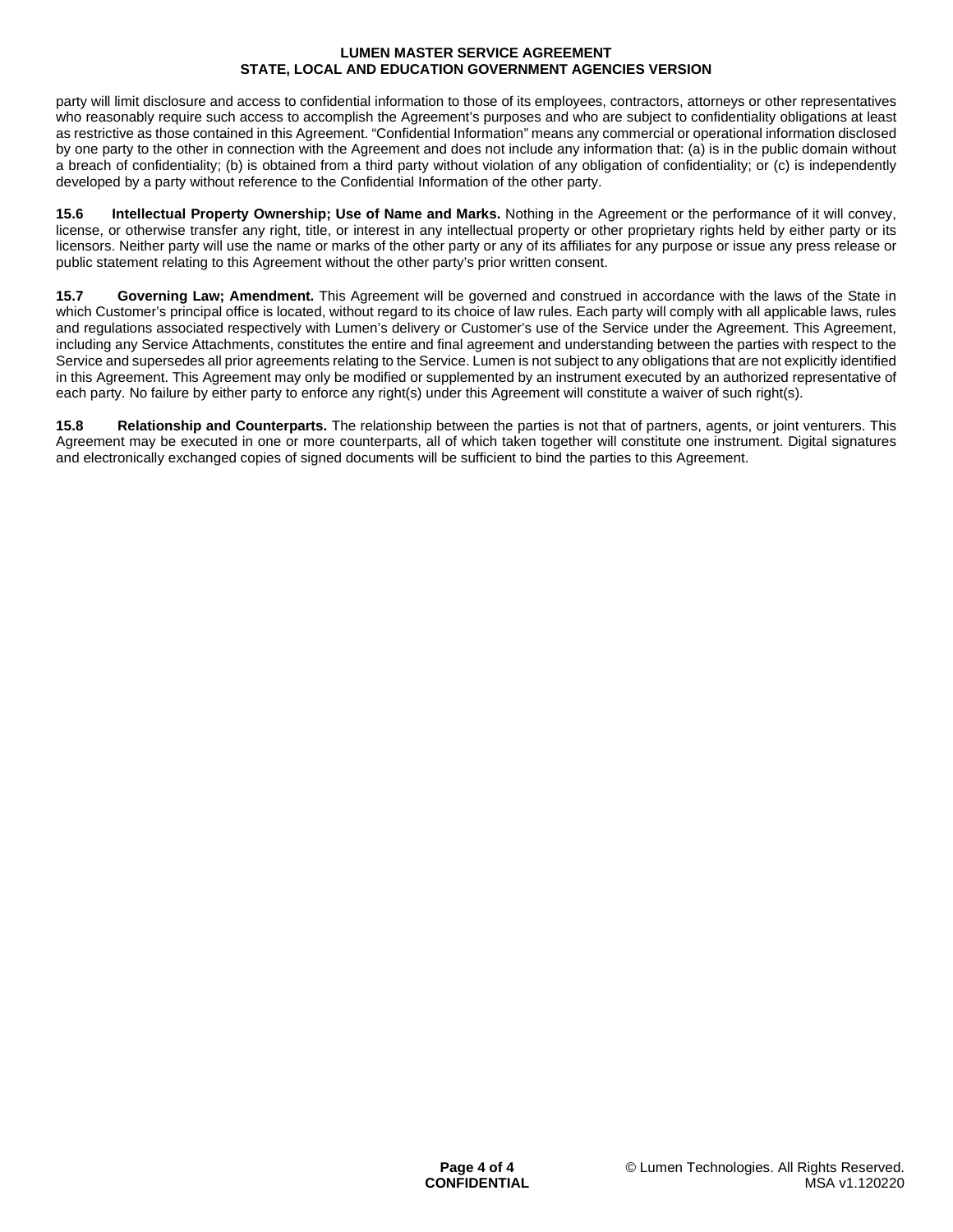party will limit disclosure and access to confidential information to those of its employees, contractors, attorneys or other representatives who reasonably require such access to accomplish the Agreement's purposes and who are subject to confidentiality obligations at least as restrictive as those contained in this Agreement. "Confidential Information" means any commercial or operational information disclosed by one party to the other in connection with the Agreement and does not include any information that: (a) is in the public domain without a breach of confidentiality; (b) is obtained from a third party without violation of any obligation of confidentiality; or (c) is independently developed by a party without reference to the Confidential Information of the other party.

**15.6 Intellectual Property Ownership; Use of Name and Marks.** Nothing in the Agreement or the performance of it will convey, license, or otherwise transfer any right, title, or interest in any intellectual property or other proprietary rights held by either party or its licensors. Neither party will use the name or marks of the other party or any of its affiliates for any purpose or issue any press release or public statement relating to this Agreement without the other party's prior written consent.

**15.7 Governing Law; Amendment.** This Agreement will be governed and construed in accordance with the laws of the State in which Customer's principal office is located, without regard to its choice of law rules. Each party will comply with all applicable laws, rules and regulations associated respectively with Lumen's delivery or Customer's use of the Service under the Agreement. This Agreement, including any Service Attachments, constitutes the entire and final agreement and understanding between the parties with respect to the Service and supersedes all prior agreements relating to the Service. Lumen is not subject to any obligations that are not explicitly identified in this Agreement. This Agreement may only be modified or supplemented by an instrument executed by an authorized representative of each party. No failure by either party to enforce any right(s) under this Agreement will constitute a waiver of such right(s).

**15.8 Relationship and Counterparts.** The relationship between the parties is not that of partners, agents, or joint venturers. This Agreement may be executed in one or more counterparts, all of which taken together will constitute one instrument. Digital signatures and electronically exchanged copies of signed documents will be sufficient to bind the parties to this Agreement.